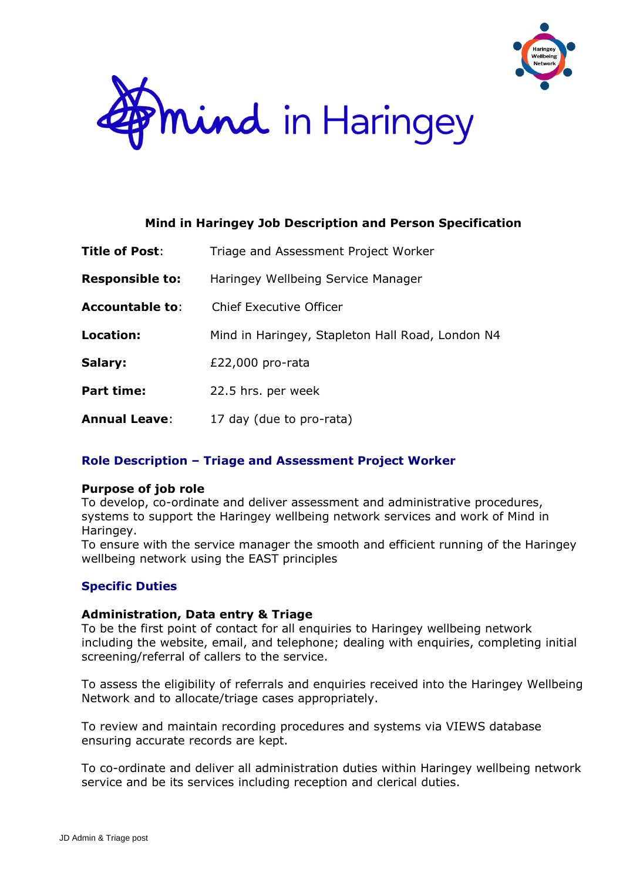# Mind in Haringey

## Mind in Haringey Job Description and Person Specification

| | |
|---|---|
| **Title of Post**: | Triage and Assessment Project Worker |
| **Responsible to:** | Haringey Wellbeing Service Manager |
| **Accountable to**: | Chief Executive Officer |
| **Location:** | Mind in Haringey, Stapleton Hall Road, London N4 |
| **Salary:** | £22,000 pro-rata |
| **Part time:** | 22.5 hrs. per week |
| **Annual Leave**: | 17 day (due to pro-rata) |

## Role Description – Triage and Assessment Project Worker

**Purpose of job role**

To develop, co-ordinate and deliver assessment and administrative procedures, systems to support the Haringey wellbeing network services and work of Mind in Haringey.

To ensure with the service manager the smooth and efficient running of the Haringey wellbeing network using the EAST principles

## Specific Duties

**Administration, Data entry & Triage**

To be the first point of contact for all enquiries to Haringey wellbeing network including the website, email, and telephone; dealing with enquiries, completing initial screening/referral of callers to the service.

To assess the eligibility of referrals and enquiries received into the Haringey Wellbeing Network and to allocate/triage cases appropriately.

To review and maintain recording procedures and systems via VIEWS database ensuring accurate records are kept.

To co-ordinate and deliver all administration duties within Haringey wellbeing network service and be its services including reception and clerical duties.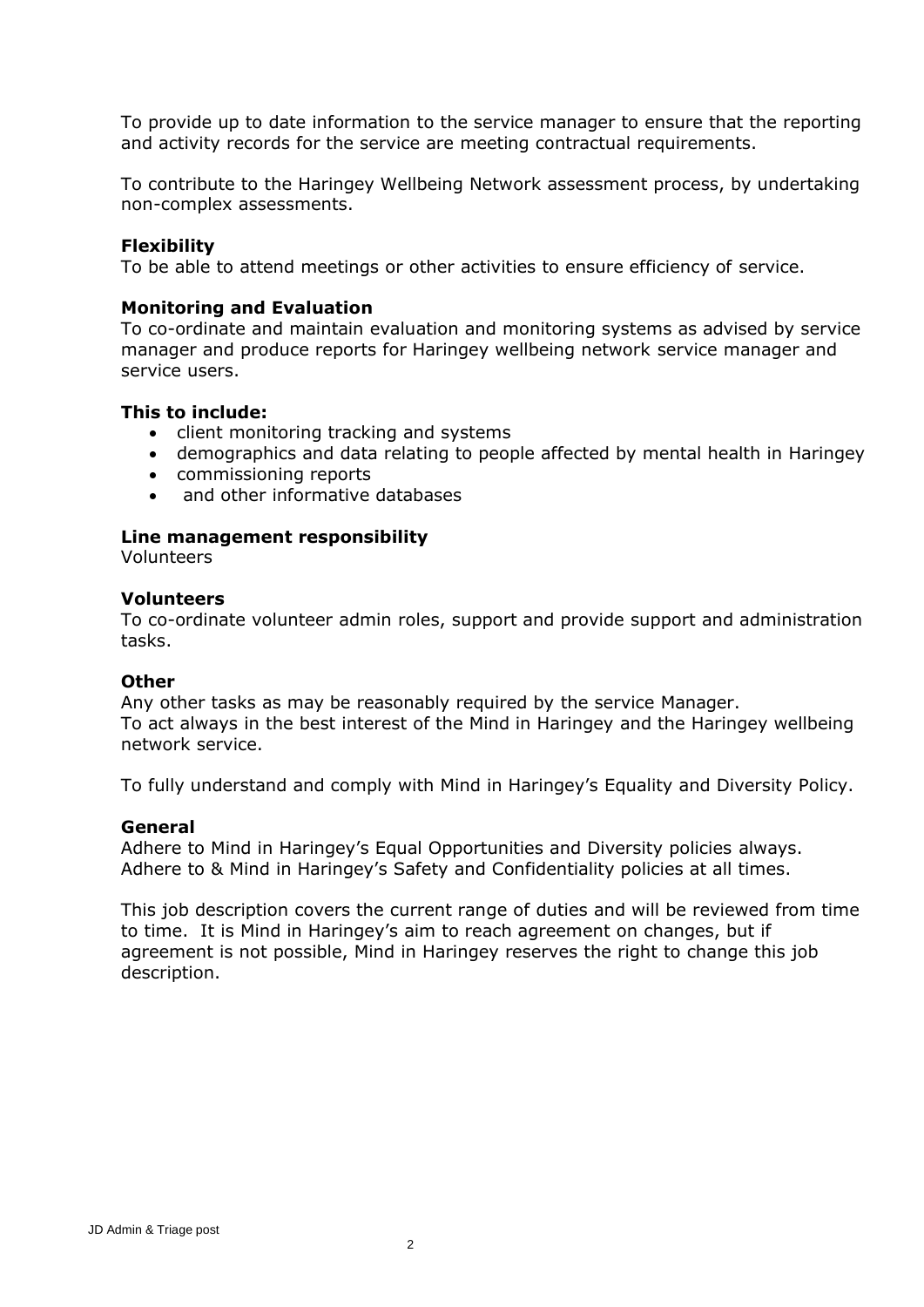To provide up to date information to the service manager to ensure that the reporting and activity records for the service are meeting contractual requirements.

To contribute to the Haringey Wellbeing Network assessment process, by undertaking non-complex assessments.

**Flexibility**
To be able to attend meetings or other activities to ensure efficiency of service.

**Monitoring and Evaluation**
To co-ordinate and maintain evaluation and monitoring systems as advised by service manager and produce reports for Haringey wellbeing network service manager and service users.

**This to include:**

- client monitoring tracking and systems
- demographics and data relating to people affected by mental health in Haringey
- commissioning reports
- and other informative databases

**Line management responsibility**
Volunteers

**Volunteers**
To co-ordinate volunteer admin roles, support and provide support and administration tasks.

**Other**
Any other tasks as may be reasonably required by the service Manager.
To act always in the best interest of the Mind in Haringey and the Haringey wellbeing network service.

To fully understand and comply with Mind in Haringey's Equality and Diversity Policy.

**General**
Adhere to Mind in Haringey's Equal Opportunities and Diversity policies always.
Adhere to & Mind in Haringey's Safety and Confidentiality policies at all times.

This job description covers the current range of duties and will be reviewed from time to time. It is Mind in Haringey's aim to reach agreement on changes, but if agreement is not possible, Mind in Haringey reserves the right to change this job description.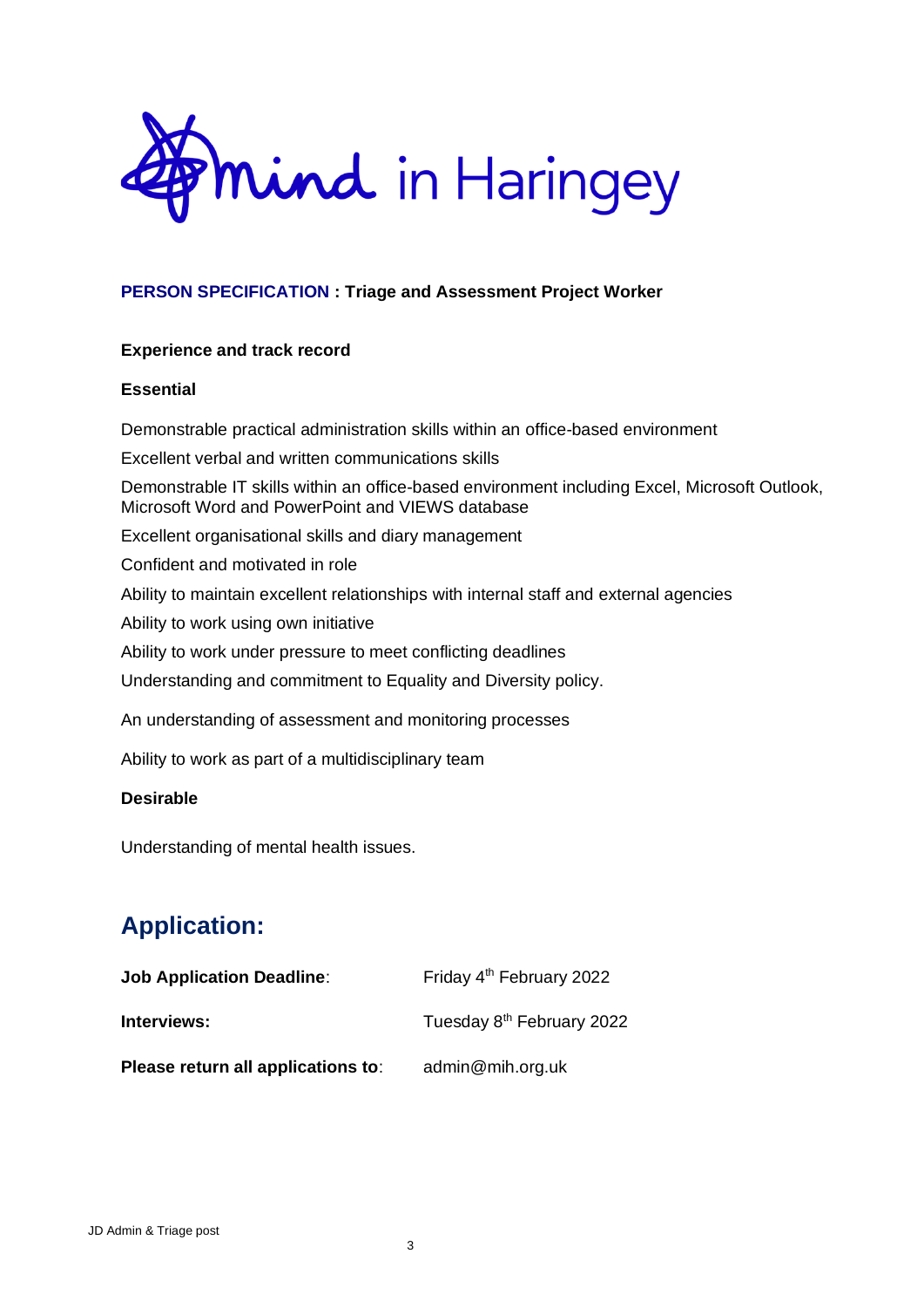**PERSON SPECIFICATION : Triage and Assessment Project Worker**

**Experience and track record**

**Essential**

Demonstrable practical administration skills within an office-based environment

Excellent verbal and written communications skills

Demonstrable IT skills within an office-based environment including Excel, Microsoft Outlook, Microsoft Word and PowerPoint and VIEWS database

Excellent organisational skills and diary management

Confident and motivated in role

Ability to maintain excellent relationships with internal staff and external agencies

Ability to work using own initiative

Ability to work under pressure to meet conflicting deadlines

Understanding and commitment to Equality and Diversity policy.

An understanding of assessment and monitoring processes

Ability to work as part of a multidisciplinary team

**Desirable**

Understanding of mental health issues.

## Application:

| | |
|---|---|
| **Job Application Deadline**: | Friday 4th February 2022 |
| **Interviews:** | Tuesday 8th February 2022 |
| **Please return all applications to**: | admin@mih.org.uk |